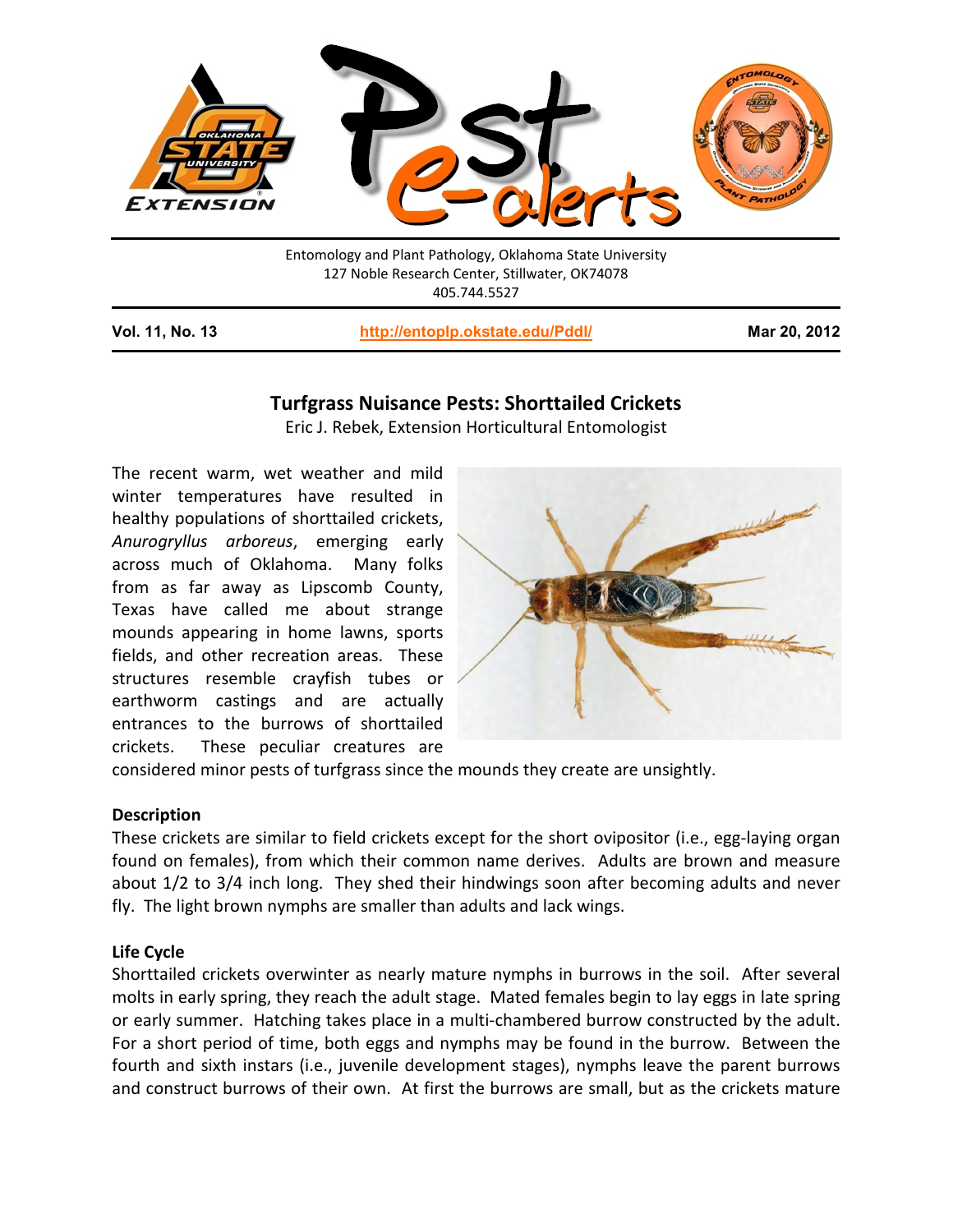Entomology and Plant Pathology, Oklahoma State University
127 Noble Research Center, Stillwater, OK74078
405.744.5527

**Vol. 11, No. 13** | **http://entoplp.okstate.edu/Pddl/** | **Mar 20, 2012**

# Turfgrass Nuisance Pests: Shorttailed Crickets

Eric J. Rebek, Extension Horticultural Entomologist

The recent warm, wet weather and mild winter temperatures have resulted in healthy populations of shorttailed crickets, *Anurogryllus arboreus*, emerging early across much of Oklahoma. Many folks from as far away as Lipscomb County, Texas have called me about strange mounds appearing in home lawns, sports fields, and other recreation areas. These structures resemble crayfish tubes or earthworm castings and are actually entrances to the burrows of shorttailed crickets. These peculiar creatures are considered minor pests of turfgrass since the mounds they create are unsightly.

## Description

These crickets are similar to field crickets except for the short ovipositor (i.e., egg-laying organ found on females), from which their common name derives. Adults are brown and measure about 1/2 to 3/4 inch long. They shed their hindwings soon after becoming adults and never fly. The light brown nymphs are smaller than adults and lack wings.

## Life Cycle

Shorttailed crickets overwinter as nearly mature nymphs in burrows in the soil. After several molts in early spring, they reach the adult stage. Mated females begin to lay eggs in late spring or early summer. Hatching takes place in a multi-chambered burrow constructed by the adult. For a short period of time, both eggs and nymphs may be found in the burrow. Between the fourth and sixth instars (i.e., juvenile development stages), nymphs leave the parent burrows and construct burrows of their own. At first the burrows are small, but as the crickets mature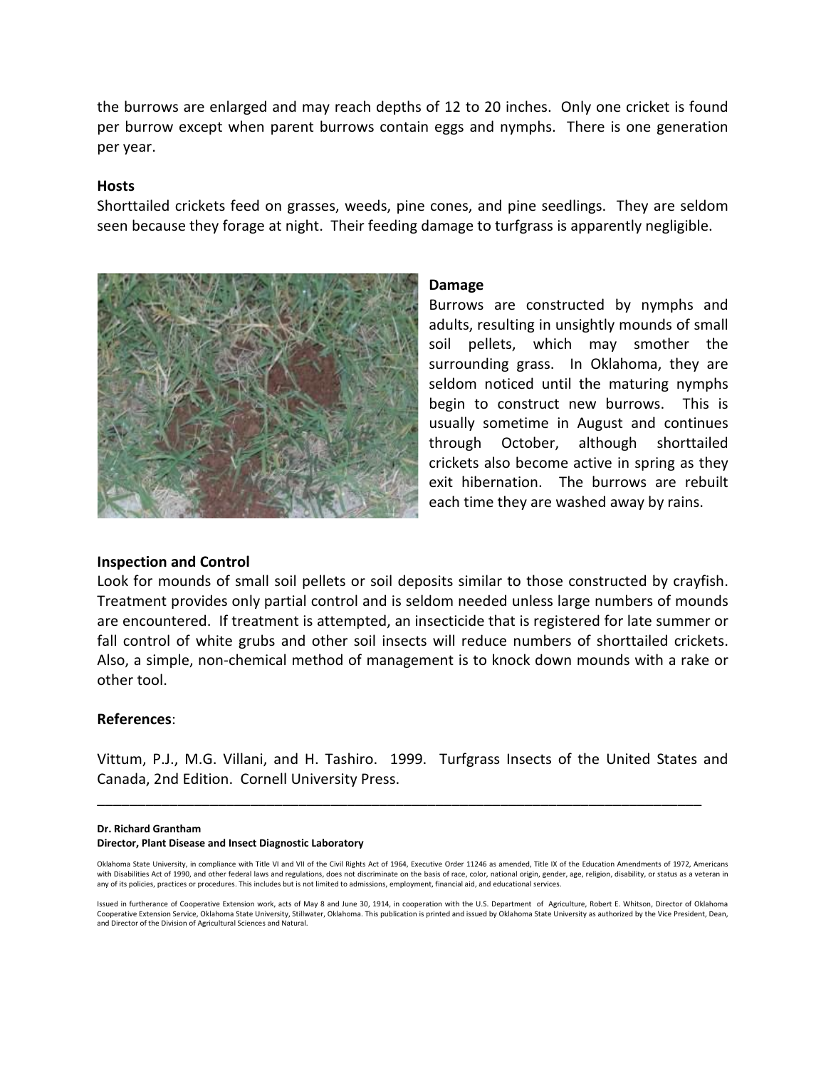the burrows are enlarged and may reach depths of 12 to 20 inches. Only one cricket is found per burrow except when parent burrows contain eggs and nymphs. There is one generation per year.

**Hosts**

Shorttailed crickets feed on grasses, weeds, pine cones, and pine seedlings. They are seldom seen because they forage at night. Their feeding damage to turfgrass is apparently negligible.

**Damage**

Burrows are constructed by nymphs and adults, resulting in unsightly mounds of small soil pellets, which may smother the surrounding grass. In Oklahoma, they are seldom noticed until the maturing nymphs begin to construct new burrows. This is usually sometime in August and continues through October, although shorttailed crickets also become active in spring as they exit hibernation. The burrows are rebuilt each time they are washed away by rains.

**Inspection and Control**

Look for mounds of small soil pellets or soil deposits similar to those constructed by crayfish. Treatment provides only partial control and is seldom needed unless large numbers of mounds are encountered. If treatment is attempted, an insecticide that is registered for late summer or fall control of white grubs and other soil insects will reduce numbers of shorttailed crickets. Also, a simple, non-chemical method of management is to knock down mounds with a rake or other tool.

**References**:

Vittum, P.J., M.G. Villani, and H. Tashiro. 1999. Turfgrass Insects of the United States and Canada, 2nd Edition. Cornell University Press.

---

**Dr. Richard Grantham**
**Director, Plant Disease and Insect Diagnostic Laboratory**

Oklahoma State University, in compliance with Title VI and VII of the Civil Rights Act of 1964, Executive Order 11246 as amended, Title IX of the Education Amendments of 1972, Americans with Disabilities Act of 1990, and other federal laws and regulations, does not discriminate on the basis of race, color, national origin, gender, age, religion, disability, or status as a veteran in any of its policies, practices or procedures. This includes but is not limited to admissions, employment, financial aid, and educational services.

Issued in furtherance of Cooperative Extension work, acts of May 8 and June 30, 1914, in cooperation with the U.S. Department of Agriculture, Robert E. Whitson, Director of Oklahoma Cooperative Extension Service, Oklahoma State University, Stillwater, Oklahoma. This publication is printed and issued by Oklahoma State University as authorized by the Vice President, Dean, and Director of the Division of Agricultural Sciences and Natural.